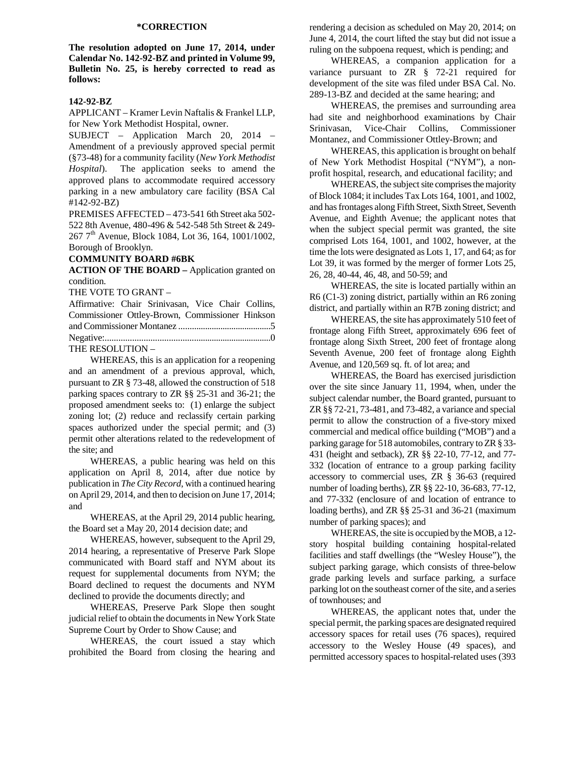**\*CORRECTION**

**The resolution adopted on June 17, 2014, under Calendar No. 142-92-BZ and printed in Volume 99, Bulletin No. 25, is hereby corrected to read as follows:**

**142-92-BZ**

APPLICANT – Kramer Levin Naftalis & Frankel LLP, for New York Methodist Hospital, owner.

SUBJECT – Application March 20, 2014 – Amendment of a previously approved special permit (§73-48) for a community facility (*New York Methodist Hospital*). The application seeks to amend the approved plans to accommodate required accessory parking in a new ambulatory care facility (BSA Cal #142-92-BZ)

PREMISES AFFECTED – 473-541 6th Street aka 502-522 8th Avenue, 480-496 & 542-548 5th Street & 249-267 7th Avenue, Block 1084, Lot 36, 164, 1001/1002, Borough of Brooklyn.

**COMMUNITY BOARD #6BK**

**ACTION OF THE BOARD –** Application granted on condition.

THE VOTE TO GRANT –

Affirmative: Chair Srinivasan, Vice Chair Collins, Commissioner Ottley-Brown, Commissioner Hinkson and Commissioner Montanez ..........................................5

Negative:..........................................................................0

THE RESOLUTION –

WHEREAS, this is an application for a reopening and an amendment of a previous approval, which, pursuant to ZR § 73-48, allowed the construction of 518 parking spaces contrary to ZR §§ 25-31 and 36-21; the proposed amendment seeks to: (1) enlarge the subject zoning lot; (2) reduce and reclassify certain parking spaces authorized under the special permit; and (3) permit other alterations related to the redevelopment of the site; and

WHEREAS, a public hearing was held on this application on April 8, 2014, after due notice by publication in *The City Record*, with a continued hearing on April 29, 2014, and then to decision on June 17, 2014; and

WHEREAS, at the April 29, 2014 public hearing, the Board set a May 20, 2014 decision date; and

WHEREAS, however, subsequent to the April 29, 2014 hearing, a representative of Preserve Park Slope communicated with Board staff and NYM about its request for supplemental documents from NYM; the Board declined to request the documents and NYM declined to provide the documents directly; and

WHEREAS, Preserve Park Slope then sought judicial relief to obtain the documents in New York State Supreme Court by Order to Show Cause; and

WHEREAS, the court issued a stay which prohibited the Board from closing the hearing and rendering a decision as scheduled on May 20, 2014; on June 4, 2014, the court lifted the stay but did not issue a ruling on the subpoena request, which is pending; and

WHEREAS, a companion application for a variance pursuant to ZR § 72-21 required for development of the site was filed under BSA Cal. No. 289-13-BZ and decided at the same hearing; and

WHEREAS, the premises and surrounding area had site and neighborhood examinations by Chair Srinivasan, Vice-Chair Collins, Commissioner Montanez, and Commissioner Ottley-Brown; and

WHEREAS, this application is brought on behalf of New York Methodist Hospital ("NYM"), a non-profit hospital, research, and educational facility; and

WHEREAS, the subject site comprises the majority of Block 1084; it includes Tax Lots 164, 1001, and 1002, and has frontages along Fifth Street, Sixth Street, Seventh Avenue, and Eighth Avenue; the applicant notes that when the subject special permit was granted, the site comprised Lots 164, 1001, and 1002, however, at the time the lots were designated as Lots 1, 17, and 64; as for Lot 39, it was formed by the merger of former Lots 25, 26, 28, 40-44, 46, 48, and 50-59; and

WHEREAS, the site is located partially within an R6 (C1-3) zoning district, partially within an R6 zoning district, and partially within an R7B zoning district; and

WHEREAS, the site has approximately 510 feet of frontage along Fifth Street, approximately 696 feet of frontage along Sixth Street, 200 feet of frontage along Seventh Avenue, 200 feet of frontage along Eighth Avenue, and 120,569 sq. ft. of lot area; and

WHEREAS, the Board has exercised jurisdiction over the site since January 11, 1994, when, under the subject calendar number, the Board granted, pursuant to ZR §§ 72-21, 73-481, and 73-482, a variance and special permit to allow the construction of a five-story mixed commercial and medical office building ("MOB") and a parking garage for 518 automobiles, contrary to ZR § 33-431 (height and setback), ZR §§ 22-10, 77-12, and 77-332 (location of entrance to a group parking facility accessory to commercial uses, ZR § 36-63 (required number of loading berths), ZR §§ 22-10, 36-683, 77-12, and 77-332 (enclosure of and location of entrance to loading berths), and ZR §§ 25-31 and 36-21 (maximum number of parking spaces); and

WHEREAS, the site is occupied by the MOB, a 12-story hospital building containing hospital-related facilities and staff dwellings (the "Wesley House"), the subject parking garage, which consists of three-below grade parking levels and surface parking, a surface parking lot on the southeast corner of the site, and a series of townhouses; and

WHEREAS, the applicant notes that, under the special permit, the parking spaces are designated required accessory spaces for retail uses (76 spaces), required accessory to the Wesley House (49 spaces), and permitted accessory spaces to hospital-related uses (393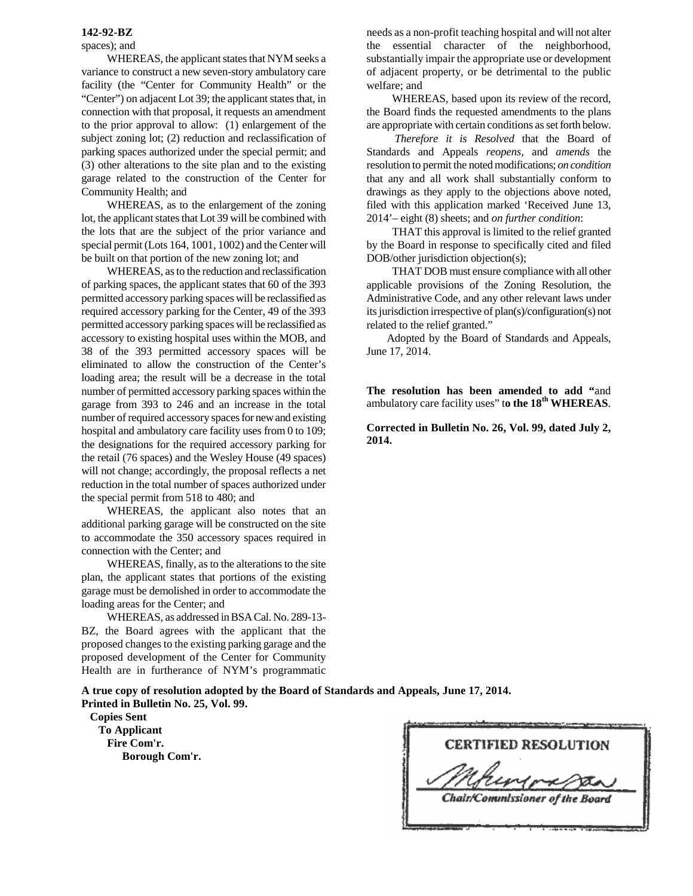**142-92-BZ**

spaces); and

WHEREAS, the applicant states that NYM seeks a variance to construct a new seven-story ambulatory care facility (the "Center for Community Health" or the "Center") on adjacent Lot 39; the applicant states that, in connection with that proposal, it requests an amendment to the prior approval to allow: (1) enlargement of the subject zoning lot; (2) reduction and reclassification of parking spaces authorized under the special permit; and (3) other alterations to the site plan and to the existing garage related to the construction of the Center for Community Health; and

WHEREAS, as to the enlargement of the zoning lot, the applicant states that Lot 39 will be combined with the lots that are the subject of the prior variance and special permit (Lots 164, 1001, 1002) and the Center will be built on that portion of the new zoning lot; and

WHEREAS, as to the reduction and reclassification of parking spaces, the applicant states that 60 of the 393 permitted accessory parking spaces will be reclassified as required accessory parking for the Center, 49 of the 393 permitted accessory parking spaces will be reclassified as accessory to existing hospital uses within the MOB, and 38 of the 393 permitted accessory spaces will be eliminated to allow the construction of the Center's loading area; the result will be a decrease in the total number of permitted accessory parking spaces within the garage from 393 to 246 and an increase in the total number of required accessory spaces for new and existing hospital and ambulatory care facility uses from 0 to 109; the designations for the required accessory parking for the retail (76 spaces) and the Wesley House (49 spaces) will not change; accordingly, the proposal reflects a net reduction in the total number of spaces authorized under the special permit from 518 to 480; and

WHEREAS, the applicant also notes that an additional parking garage will be constructed on the site to accommodate the 350 accessory spaces required in connection with the Center; and

WHEREAS, finally, as to the alterations to the site plan, the applicant states that portions of the existing garage must be demolished in order to accommodate the loading areas for the Center; and

WHEREAS, as addressed in BSA Cal. No. 289-13-BZ, the Board agrees with the applicant that the proposed changes to the existing parking garage and the proposed development of the Center for Community Health are in furtherance of NYM's programmatic needs as a non-profit teaching hospital and will not alter the essential character of the neighborhood, substantially impair the appropriate use or development of adjacent property, or be detrimental to the public welfare; and

WHEREAS, based upon its review of the record, the Board finds the requested amendments to the plans are appropriate with certain conditions as set forth below.

*Therefore it is Resolved* that the Board of Standards and Appeals *reopens,* and *amends* the resolution to permit the noted modifications; *on condition* that any and all work shall substantially conform to drawings as they apply to the objections above noted, filed with this application marked 'Received June 13, 2014'– eight (8) sheets; and *on further condition*:

THAT this approval is limited to the relief granted by the Board in response to specifically cited and filed DOB/other jurisdiction objection(s);

THAT DOB must ensure compliance with all other applicable provisions of the Zoning Resolution, the Administrative Code, and any other relevant laws under its jurisdiction irrespective of plan(s)/configuration(s) not related to the relief granted."

Adopted by the Board of Standards and Appeals, June 17, 2014.

**The resolution has been amended to add "**and ambulatory care facility uses" t**o the 18th WHEREAS**.

**Corrected in Bulletin No. 26, Vol. 99, dated July 2, 2014.**

**A true copy of resolution adopted by the Board of Standards and Appeals, June 17, 2014.**
**Printed in Bulletin No. 25, Vol. 99.**

**Copies Sent**
**To Applicant**
**Fire Com'r.**
**Borough Com'r.**

CERTIFIED RESOLUTION

Chair/Commissioner of the Board